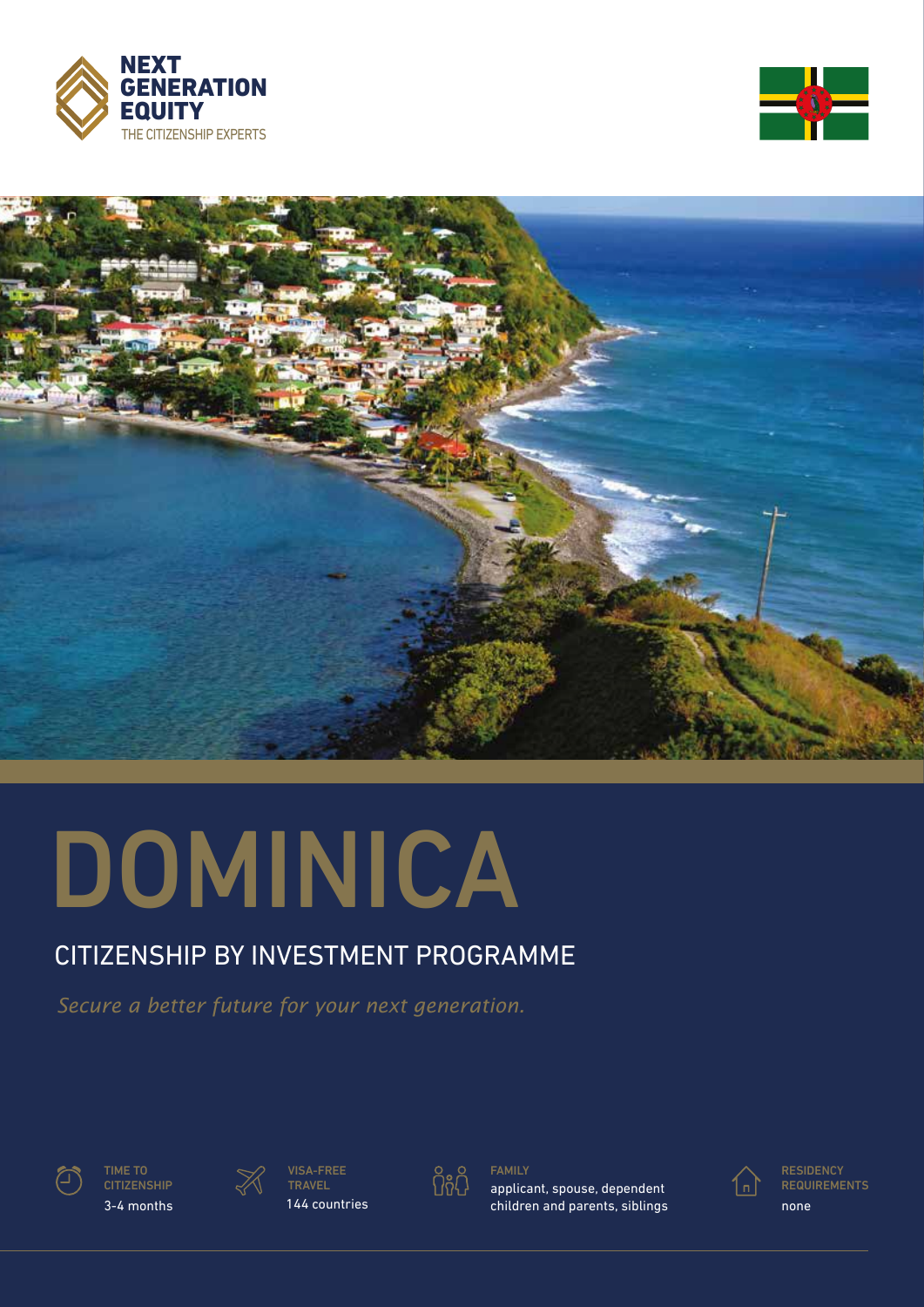NEXT GENERATION EQUITY

THE CITIZENSHIP EXPERTS

# DOMINICA

## CITIZENSHIP BY INVESTMENT PROGRAMME

*Secure a better future for your next generation.*

| TIME TO CITIZENSHIP | VISA-FREE TRAVEL | FAMILY | RESIDENCY REQUIREMENTS |
| --- | --- | --- | --- |
| 3-4 months | 144 countries | applicant, spouse, dependent children and parents, siblings | none |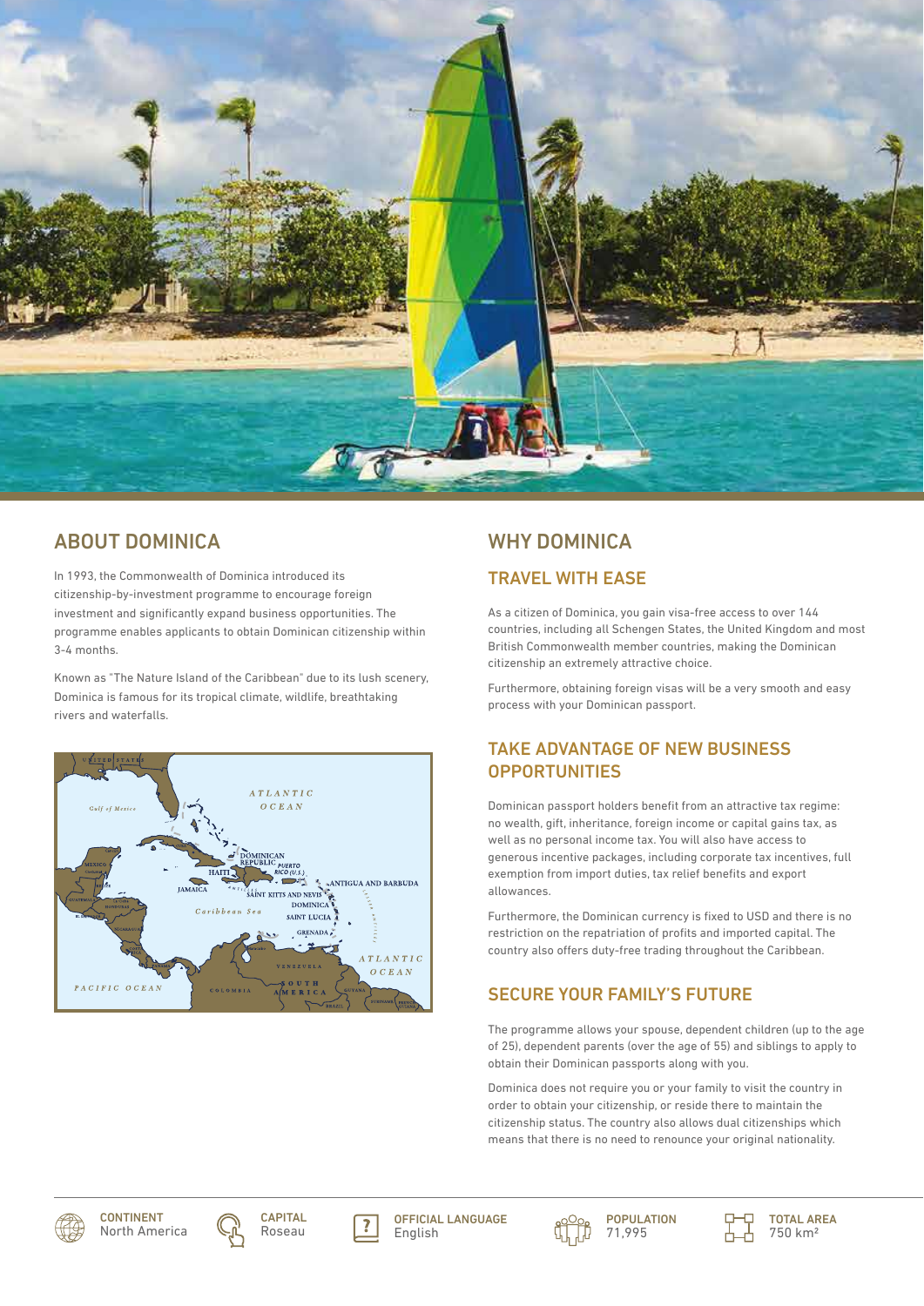## ABOUT DOMINICA

In 1993, the Commonwealth of Dominica introduced its citizenship-by-investment programme to encourage foreign investment and significantly expand business opportunities. The programme enables applicants to obtain Dominican citizenship within 3-4 months.

Known as "The Nature Island of the Caribbean" due to its lush scenery, Dominica is famous for its tropical climate, wildlife, breathtaking rivers and waterfalls.

## WHY DOMINICA

### TRAVEL WITH EASE

As a citizen of Dominica, you gain visa-free access to over 144 countries, including all Schengen States, the United Kingdom and most British Commonwealth member countries, making the Dominican citizenship an extremely attractive choice.

Furthermore, obtaining foreign visas will be a very smooth and easy process with your Dominican passport.

### TAKE ADVANTAGE OF NEW BUSINESS OPPORTUNITIES

Dominican passport holders benefit from an attractive tax regime: no wealth, gift, inheritance, foreign income or capital gains tax, as well as no personal income tax. You will also have access to generous incentive packages, including corporate tax incentives, full exemption from import duties, tax relief benefits and export allowances.

Furthermore, the Dominican currency is fixed to USD and there is no restriction on the repatriation of profits and imported capital. The country also offers duty-free trading throughout the Caribbean.

### SECURE YOUR FAMILY'S FUTURE

The programme allows your spouse, dependent children (up to the age of 25), dependent parents (over the age of 55) and siblings to apply to obtain their Dominican passports along with you.

Dominica does not require you or your family to visit the country in order to obtain your citizenship, or reside there to maintain the citizenship status. The country also allows dual citizenships which means that there is no need to renounce your original nationality.

| CONTINENT | CAPITAL | OFFICIAL LANGUAGE | POPULATION | TOTAL AREA |
|---|---|---|---|---|
| North America | Roseau | English | 71,995 | 750 km$^2$ |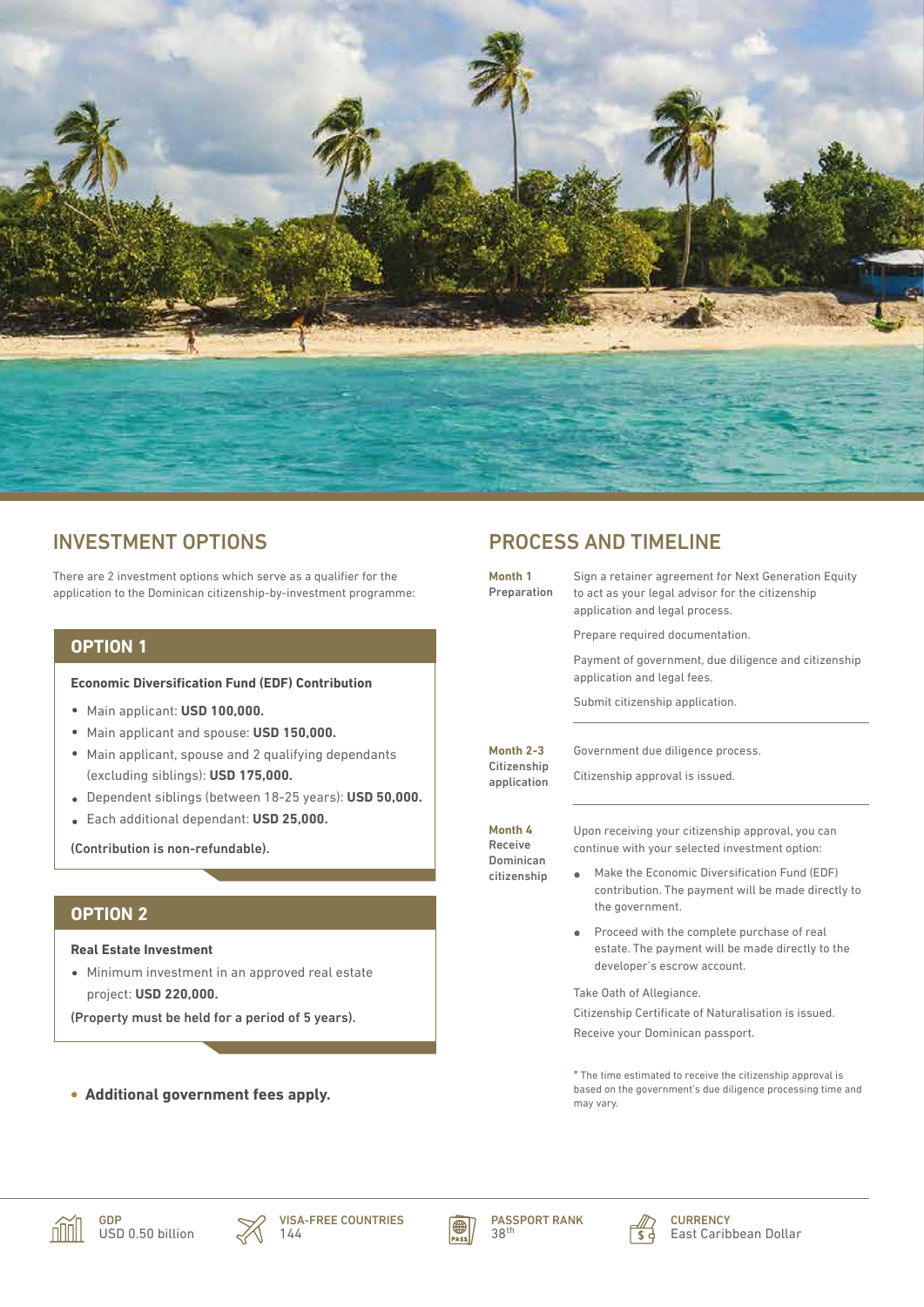## INVESTMENT OPTIONS

There are 2 investment options which serve as a qualifier for the application to the Dominican citizenship-by-investment programme:

### OPTION 1

**Economic Diversification Fund (EDF) Contribution**

- Main applicant: **USD 100,000.**
- Main applicant and spouse: **USD 150,000.**
- Main applicant, spouse and 2 qualifying dependants (excluding siblings): **USD 175,000.**
- Dependent siblings (between 18-25 years): **USD 50,000.**
- Each additional dependant: **USD 25,000.**

**(Contribution is non-refundable).**

### OPTION 2

**Real Estate Investment**

- Minimum investment in an approved real estate project: **USD 220,000.**

**(Property must be held for a period of 5 years).**

- **Additional government fees apply.**

## PROCESS AND TIMELINE

**Month 1**
**Preparation**

Sign a retainer agreement for Next Generation Equity to act as your legal advisor for the citizenship application and legal process.

Prepare required documentation.

Payment of government, due diligence and citizenship application and legal fees.

Submit citizenship application.

**Month 2-3**
**Citizenship application**

Government due diligence process.

Citizenship approval is issued.

**Month 4**
**Receive Dominican citizenship**

Upon receiving your citizenship approval, you can continue with your selected investment option:

- Make the Economic Diversification Fund (EDF) contribution. The payment will be made directly to the government.
- Proceed with the complete purchase of real estate. The payment will be made directly to the developer's escrow account.

Take Oath of Allegiance.

Citizenship Certificate of Naturalisation is issued.

Receive your Dominican passport.

* The time estimated to receive the citizenship approval is based on the government's due diligence processing time and may vary.

**GDP** USD 0.50 billion

**VISA-FREE COUNTRIES** 144

**PASSPORT RANK** 38th

**CURRENCY** East Caribbean Dollar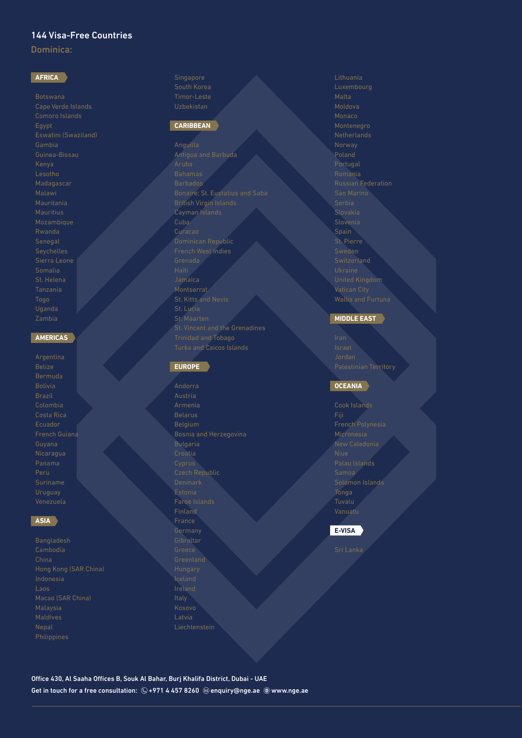## 144 Visa-Free Countries

### Dominica:

**AFRICA**

- Botswana
- Cape Verde Islands
- Comoro Islands
- Egypt
- Eswatini (Swaziland)
- Gambia
- Guinea-Bissau
- Kenya
- Lesotho
- Madagascar
- Malawi
- Mauritania
- Mauritius
- Mozambique
- Rwanda
- Senegal
- Seychelles
- Sierra Leone
- Somalia
- St. Helena
- Tanzania
- Togo
- Uganda
- Zambia

**AMERICAS**

- Argentina
- Belize
- Bermuda
- Bolivia
- Brazil
- Colombia
- Costa Rica
- Ecuador
- French Guiana
- Guyana
- Nicaragua
- Panama
- Peru
- Suriname
- Uruguay
- Venezuela

**ASIA**

- Bangladesh
- Cambodia
- China
- Hong Kong (SAR China)
- Indonesia
- Laos
- Macao (SAR China)
- Malaysia
- Maldives
- Nepal
- Philippines
- Singapore
- South Korea
- Timor-Leste
- Uzbekistan

**CARIBBEAN**

- Anguilla
- Antigua and Barbuda
- Aruba
- Bahamas
- Barbados
- Bonaire; St. Eustatius and Saba
- British Virgin Islands
- Cayman Islands
- Cuba
- Curacao
- Dominican Republic
- French West Indies
- Grenada
- Haiti
- Jamaica
- Montserrat
- St. Kitts and Nevis
- St. Lucia
- St. Maarten
- St. Vincent and the Grenadines
- Trinidad and Tobago
- Turks and Caicos Islands

**EUROPE**

- Andorra
- Austria
- Armenia
- Belarus
- Belgium
- Bosnia and Herzegovina
- Bulgaria
- Croatia
- Cyprus
- Czech Republic
- Denmark
- Estonia
- Faroe Islands
- Finland
- France
- Germany
- Gibraltar
- Greece
- Greenland
- Hungary
- Iceland
- Ireland
- Italy
- Kosovo
- Latvia
- Liechtenstein
- Lithuania
- Luxembourg
- Malta
- Moldova
- Monaco
- Montenegro
- Netherlands
- Norway
- Poland
- Portugal
- Romania
- Russian Federation
- San Marino
- Serbia
- Slovakia
- Slovenia
- Spain
- St. Pierre
- Sweden
- Switzerland
- Ukraine
- United Kingdom
- Vatican City
- Wallis and Furtuna

**MIDDLE EAST**

- Iran
- Israel
- Jordan
- Palestinian Territory

**OCEANIA**

- Cook Islands
- Fiji
- French Polynesia
- Micronesia
- New Caledonia
- Niue
- Palau Islands
- Samoa
- Solomon Islands
- Tonga
- Tuvalu
- Vanuatu

**E-VISA**

- Sri Lanka

**Office 430, Al Saaha Offices B, Souk Al Bahar, Burj Khalifa District, Dubai - UAE**

**Get in touch for a free consultation: +971 4 457 8260 enquiry@nge.ae www.nge.ae**